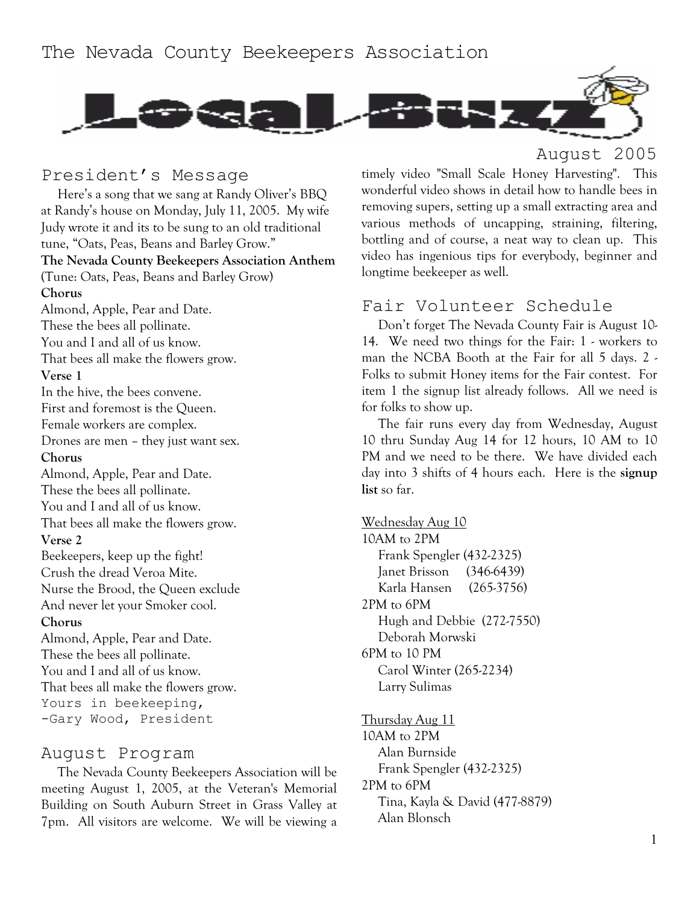# The Nevada County Beekeepers Association

# Local Buzz

August 2005

## President's Message

Here's a song that we sang at Randy Oliver's BBQ at Randy's house on Monday, July 11, 2005. My wife Judy wrote it and its to be sung to an old traditional tune, "Oats, Peas, Beans and Barley Grow."

**The Nevada County Beekeepers Association Anthem**
(Tune: Oats, Peas, Beans and Barley Grow)

**Chorus**
Almond, Apple, Pear and Date.
These the bees all pollinate.
You and I and all of us know.
That bees all make the flowers grow.

**Verse 1**
In the hive, the bees convene.
First and foremost is the Queen.
Female workers are complex.
Drones are men – they just want sex.

**Chorus**
Almond, Apple, Pear and Date.
These the bees all pollinate.
You and I and all of us know.
That bees all make the flowers grow.

**Verse 2**
Beekeepers, keep up the fight!
Crush the dread Veroa Mite.
Nurse the Brood, the Queen exclude
And never let your Smoker cool.

**Chorus**
Almond, Apple, Pear and Date.
These the bees all pollinate.
You and I and all of us know.
That bees all make the flowers grow.

Yours in beekeeping,
-Gary Wood, President

## August Program

The Nevada County Beekeepers Association will be meeting August 1, 2005, at the Veteran's Memorial Building on South Auburn Street in Grass Valley at 7pm. All visitors are welcome. We will be viewing a timely video "Small Scale Honey Harvesting". This wonderful video shows in detail how to handle bees in removing supers, setting up a small extracting area and various methods of uncapping, straining, filtering, bottling and of course, a neat way to clean up. This video has ingenious tips for everybody, beginner and longtime beekeeper as well.

## Fair Volunteer Schedule

Don't forget The Nevada County Fair is August 10-14. We need two things for the Fair: 1 - workers to man the NCBA Booth at the Fair for all 5 days. 2 - Folks to submit Honey items for the Fair contest. For item 1 the signup list already follows. All we need is for folks to show up.

The fair runs every day from Wednesday, August 10 thru Sunday Aug 14 for 12 hours, 10 AM to 10 PM and we need to be there. We have divided each day into 3 shifts of 4 hours each. Here is the **signup list** so far.

<u>Wednesday Aug 10</u>

10AM to 2PM
- Frank Spengler (432-2325)
- Janet Brisson (346-6439)
- Karla Hansen (265-3756)

2PM to 6PM
- Hugh and Debbie (272-7550)
- Deborah Morwski

6PM to 10 PM
- Carol Winter (265-2234)
- Larry Sulimas

<u>Thursday Aug 11</u>

10AM to 2PM
- Alan Burnside
- Frank Spengler (432-2325)

2PM to 6PM
- Tina, Kayla & David (477-8879)
- Alan Blonsch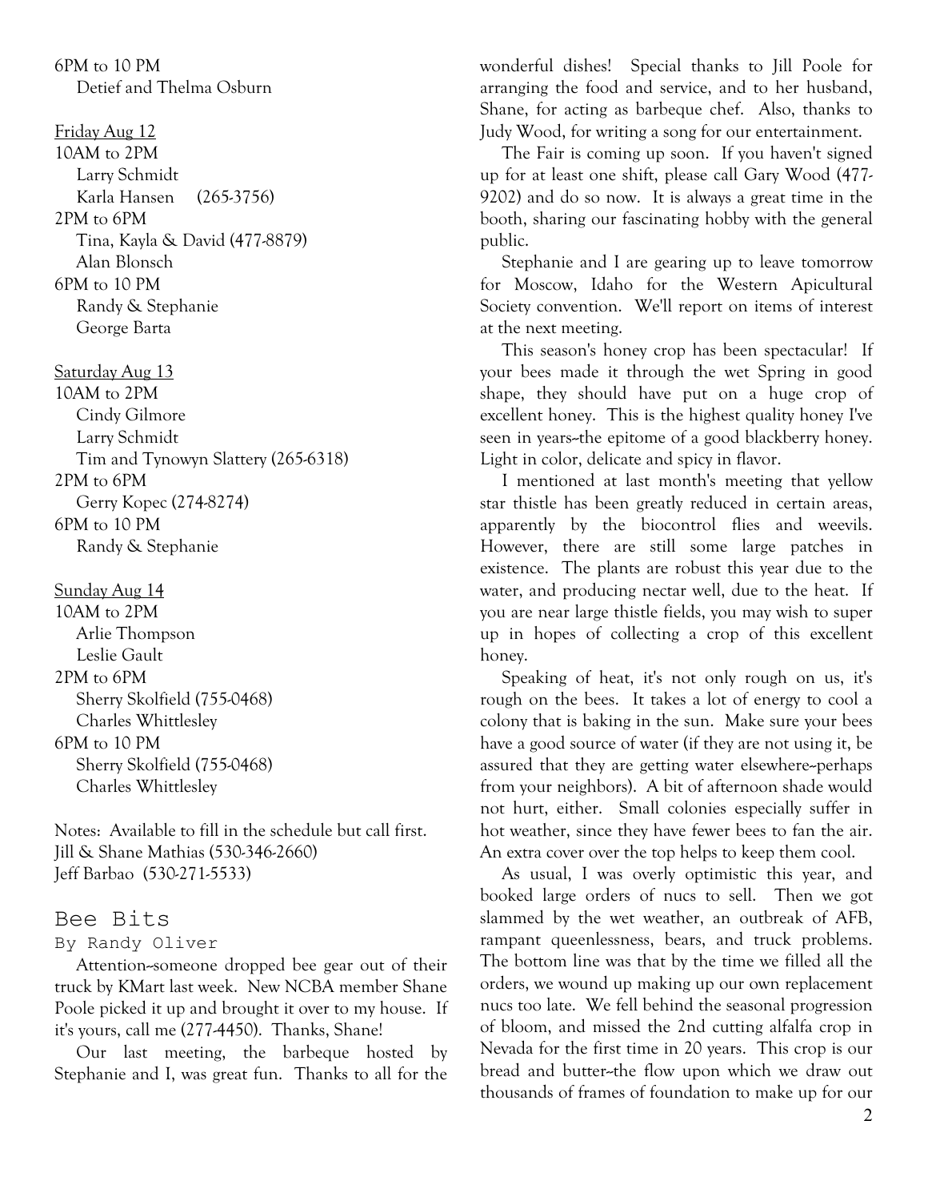6PM to 10 PM
Detief and Thelma Osburn

Friday Aug 12
10AM to 2PM
Larry Schmidt
Karla Hansen (265-3756)
2PM to 6PM
Tina, Kayla & David (477-8879)
Alan Blonsch
6PM to 10 PM
Randy & Stephanie
George Barta

Saturday Aug 13
10AM to 2PM
Cindy Gilmore
Larry Schmidt
Tim and Tynowyn Slattery (265-6318)
2PM to 6PM
Gerry Kopec (274-8274)
6PM to 10 PM
Randy & Stephanie

Sunday Aug 14
10AM to 2PM
Arlie Thompson
Leslie Gault
2PM to 6PM
Sherry Skolfield (755-0468)
Charles Whittlesley
6PM to 10 PM
Sherry Skolfield (755-0468)
Charles Whittlesley

Notes: Available to fill in the schedule but call first.
Jill & Shane Mathias (530-346-2660)
Jeff Barbao (530-271-5533)

## Bee Bits

By Randy Oliver

Attention--someone dropped bee gear out of their truck by KMart last week. New NCBA member Shane Poole picked it up and brought it over to my house. If it's yours, call me (277-4450). Thanks, Shane!

Our last meeting, the barbeque hosted by Stephanie and I, was great fun. Thanks to all for the wonderful dishes! Special thanks to Jill Poole for arranging the food and service, and to her husband, Shane, for acting as barbeque chef. Also, thanks to Judy Wood, for writing a song for our entertainment.

The Fair is coming up soon. If you haven't signed up for at least one shift, please call Gary Wood (477-9202) and do so now. It is always a great time in the booth, sharing our fascinating hobby with the general public.

Stephanie and I are gearing up to leave tomorrow for Moscow, Idaho for the Western Apicultural Society convention. We'll report on items of interest at the next meeting.

This season's honey crop has been spectacular! If your bees made it through the wet Spring in good shape, they should have put on a huge crop of excellent honey. This is the highest quality honey I've seen in years--the epitome of a good blackberry honey. Light in color, delicate and spicy in flavor.

I mentioned at last month's meeting that yellow star thistle has been greatly reduced in certain areas, apparently by the biocontrol flies and weevils. However, there are still some large patches in existence. The plants are robust this year due to the water, and producing nectar well, due to the heat. If you are near large thistle fields, you may wish to super up in hopes of collecting a crop of this excellent honey.

Speaking of heat, it's not only rough on us, it's rough on the bees. It takes a lot of energy to cool a colony that is baking in the sun. Make sure your bees have a good source of water (if they are not using it, be assured that they are getting water elsewhere--perhaps from your neighbors). A bit of afternoon shade would not hurt, either. Small colonies especially suffer in hot weather, since they have fewer bees to fan the air. An extra cover over the top helps to keep them cool.

As usual, I was overly optimistic this year, and booked large orders of nucs to sell. Then we got slammed by the wet weather, an outbreak of AFB, rampant queenlessness, bears, and truck problems. The bottom line was that by the time we filled all the orders, we wound up making up our own replacement nucs too late. We fell behind the seasonal progression of bloom, and missed the 2nd cutting alfalfa crop in Nevada for the first time in 20 years. This crop is our bread and butter--the flow upon which we draw out thousands of frames of foundation to make up for our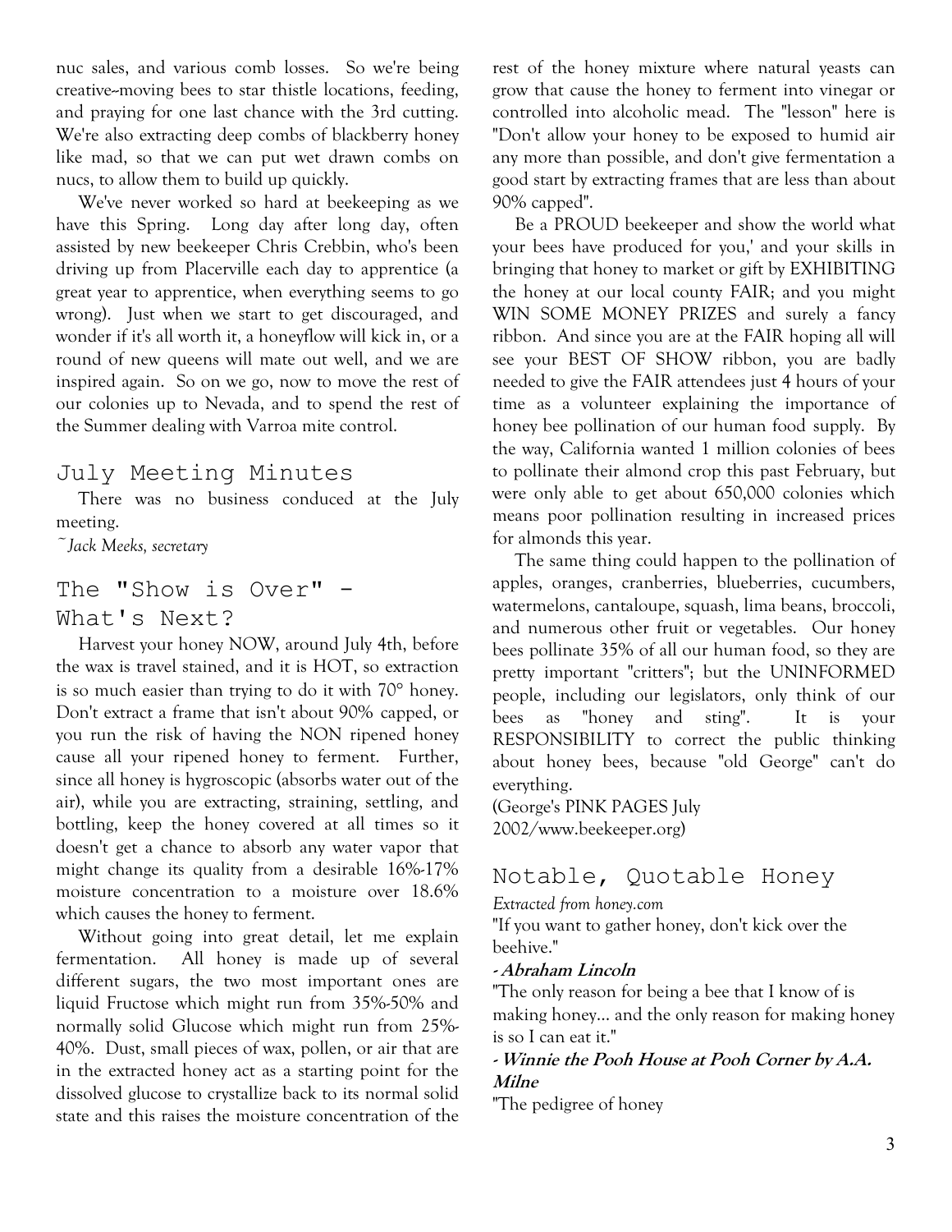nuc sales, and various comb losses. So we're being creative--moving bees to star thistle locations, feeding, and praying for one last chance with the 3rd cutting. We're also extracting deep combs of blackberry honey like mad, so that we can put wet drawn combs on nucs, to allow them to build up quickly.

We've never worked so hard at beekeeping as we have this Spring. Long day after long day, often assisted by new beekeeper Chris Crebbin, who's been driving up from Placerville each day to apprentice (a great year to apprentice, when everything seems to go wrong). Just when we start to get discouraged, and wonder if it's all worth it, a honeyflow will kick in, or a round of new queens will mate out well, and we are inspired again. So on we go, now to move the rest of our colonies up to Nevada, and to spend the rest of the Summer dealing with Varroa mite control.

## July Meeting Minutes

There was no business conduced at the July meeting.

*~Jack Meeks, secretary*

## The "Show is Over" - What's Next?

Harvest your honey NOW, around July 4th, before the wax is travel stained, and it is HOT, so extraction is so much easier than trying to do it with 70° honey. Don't extract a frame that isn't about 90% capped, or you run the risk of having the NON ripened honey cause all your ripened honey to ferment. Further, since all honey is hygroscopic (absorbs water out of the air), while you are extracting, straining, settling, and bottling, keep the honey covered at all times so it doesn't get a chance to absorb any water vapor that might change its quality from a desirable 16%-17% moisture concentration to a moisture over 18.6% which causes the honey to ferment.

Without going into great detail, let me explain fermentation. All honey is made up of several different sugars, the two most important ones are liquid Fructose which might run from 35%-50% and normally solid Glucose which might run from 25%-40%. Dust, small pieces of wax, pollen, or air that are in the extracted honey act as a starting point for the dissolved glucose to crystallize back to its normal solid state and this raises the moisture concentration of the rest of the honey mixture where natural yeasts can grow that cause the honey to ferment into vinegar or controlled into alcoholic mead. The "lesson" here is "Don't allow your honey to be exposed to humid air any more than possible, and don't give fermentation a good start by extracting frames that are less than about 90% capped".

Be a PROUD beekeeper and show the world what your bees have produced for you,' and your skills in bringing that honey to market or gift by EXHIBITING the honey at our local county FAIR; and you might WIN SOME MONEY PRIZES and surely a fancy ribbon. And since you are at the FAIR hoping all will see your BEST OF SHOW ribbon, you are badly needed to give the FAIR attendees just 4 hours of your time as a volunteer explaining the importance of honey bee pollination of our human food supply. By the way, California wanted 1 million colonies of bees to pollinate their almond crop this past February, but were only able to get about 650,000 colonies which means poor pollination resulting in increased prices for almonds this year.

The same thing could happen to the pollination of apples, oranges, cranberries, blueberries, cucumbers, watermelons, cantaloupe, squash, lima beans, broccoli, and numerous other fruit or vegetables. Our honey bees pollinate 35% of all our human food, so they are pretty important "critters"; but the UNINFORMED people, including our legislators, only think of our bees as "honey and sting". It is your RESPONSIBILITY to correct the public thinking about honey bees, because "old George" can't do everything.

(George's PINK PAGES July 2002/www.beekeeper.org)

## Notable, Quotable Honey

*Extracted from honey.com*

"If you want to gather honey, don't kick over the beehive."

***- Abraham Lincoln***

"The only reason for being a bee that I know of is making honey... and the only reason for making honey is so I can eat it."

***- Winnie the Pooh House at Pooh Corner by A.A. Milne***

"The pedigree of honey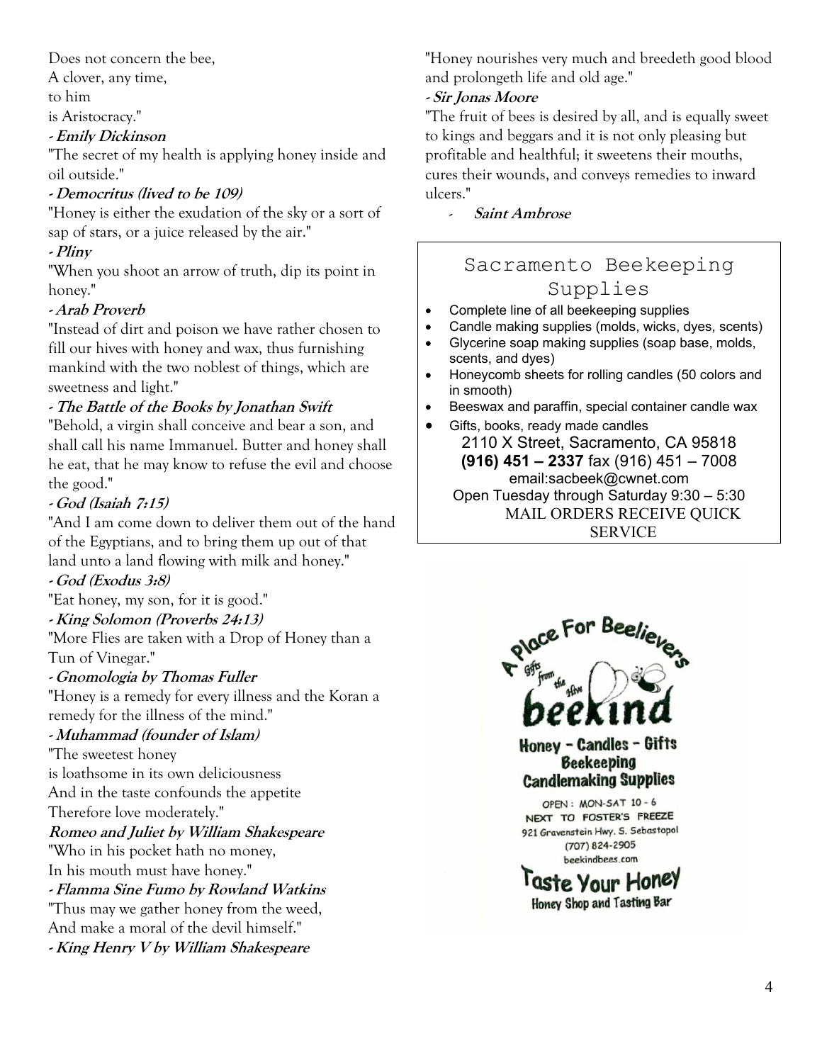Does not concern the bee,
A clover, any time,
to him
is Aristocracy."

***- Emily Dickinson***

"The secret of my health is applying honey inside and oil outside."

***- Democritus (lived to be 109)***

"Honey is either the exudation of the sky or a sort of sap of stars, or a juice released by the air."

***- Pliny***

"When you shoot an arrow of truth, dip its point in honey."

***- Arab Proverb***

"Instead of dirt and poison we have rather chosen to fill our hives with honey and wax, thus furnishing mankind with the two noblest of things, which are sweetness and light."

***- The Battle of the Books by Jonathan Swift***

"Behold, a virgin shall conceive and bear a son, and shall call his name Immanuel. Butter and honey shall he eat, that he may know to refuse the evil and choose the good."

***- God (Isaiah 7:15)***

"And I am come down to deliver them out of the hand of the Egyptians, and to bring them up out of that land unto a land flowing with milk and honey."

***- God (Exodus 3:8)***

"Eat honey, my son, for it is good."

***- King Solomon (Proverbs 24:13)***

"More Flies are taken with a Drop of Honey than a Tun of Vinegar."

***- Gnomologia by Thomas Fuller***

"Honey is a remedy for every illness and the Koran a remedy for the illness of the mind."

***- Muhammad (founder of Islam)***

"The sweetest honey
is loathsome in its own deliciousness
And in the taste confounds the appetite
Therefore love moderately."

***Romeo and Juliet by William Shakespeare***

"Who in his pocket hath no money,
In his mouth must have honey."

***- Flamma Sine Fumo by Rowland Watkins***

"Thus may we gather honey from the weed,
And make a moral of the devil himself."

***- King Henry V by William Shakespeare***

"Honey nourishes very much and breedeth good blood and prolongeth life and old age."

***- Sir Jonas Moore***

"The fruit of bees is desired by all, and is equally sweet to kings and beggars and it is not only pleasing but profitable and healthful; it sweetens their mouths, cures their wounds, and conveys remedies to inward ulcers."

- ***Saint Ambrose***

## Sacramento Beekeeping Supplies

- Complete line of all beekeeping supplies
- Candle making supplies (molds, wicks, dyes, scents)
- Glycerine soap making supplies (soap base, molds, scents, and dyes)
- Honeycomb sheets for rolling candles (50 colors and in smooth)
- Beeswax and paraffin, special container candle wax
- Gifts, books, ready made candles

2110 X Street, Sacramento, CA 95818
**(916) 451 – 2337** fax (916) 451 – 7008
email:sacbeek@cwnet.com
Open Tuesday through Saturday 9:30 – 5:30
MAIL ORDERS RECEIVE QUICK SERVICE

A Place For Beelievers
Gifts from the Hive
**beekind**
**Honey - Candles - Gifts**
**Beekeeping**
**Candlemaking Supplies**

OPEN: MON-SAT 10 - 6
NEXT TO FOSTER'S FREEZE
921 Gravenstein Hwy. S. Sebastopol
(707) 824-2905
beekindbees.com

**Taste Your Honey**
**Honey Shop and Tasting Bar**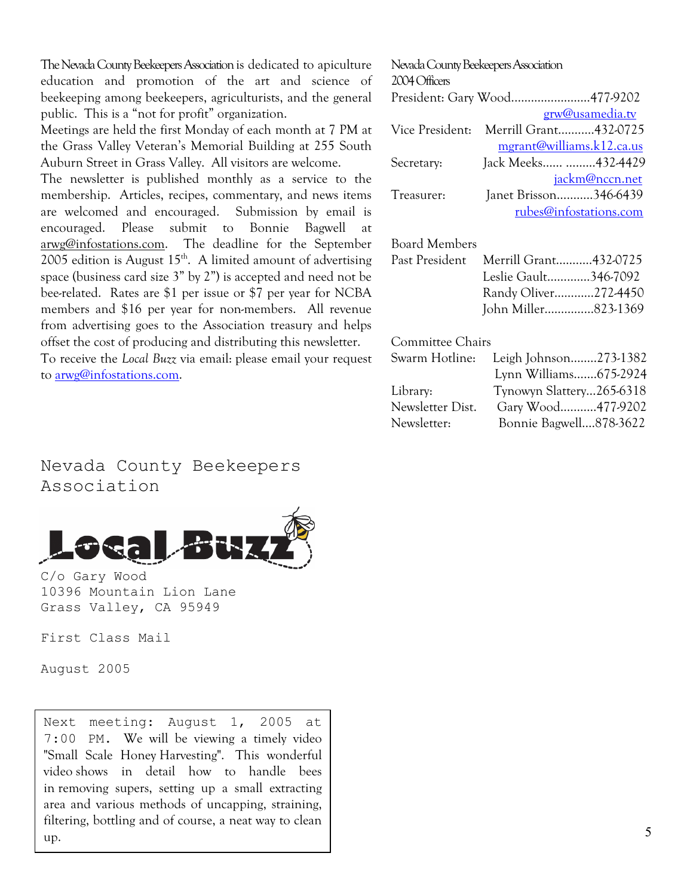The Nevada County Beekeepers Association is dedicated to apiculture education and promotion of the art and science of beekeeping among beekeepers, agriculturists, and the general public. This is a "not for profit" organization.

Meetings are held the first Monday of each month at 7 PM at the Grass Valley Veteran's Memorial Building at 255 South Auburn Street in Grass Valley. All visitors are welcome.

The newsletter is published monthly as a service to the membership. Articles, recipes, commentary, and news items are welcomed and encouraged. Submission by email is encouraged. Please submit to Bonnie Bagwell at arwg@infostations.com. The deadline for the September 2005 edition is August 15th. A limited amount of advertising space (business card size 3" by 2") is accepted and need not be bee-related. Rates are $1 per issue or $7 per year for NCBA members and $16 per year for non-members. All revenue from advertising goes to the Association treasury and helps offset the cost of producing and distributing this newsletter.

To receive the *Local Buzz* via email: please email your request to arwg@infostations.com.

Nevada County Beekeepers Association
2004 Officers

President: Gary Wood........................477-9202
grw@usamedia.tv
Vice President: Merrill Grant...........432-0725
mgrant@williams.k12.ca.us
Secretary: Jack Meeks...... .........432-4429
jackm@nccn.net
Treasurer: Janet Brisson...........346-6439
rubes@infostations.com

Board Members
Past President Merrill Grant...........432-0725
Leslie Gault.............346-7092
Randy Oliver............272-4450
John Miller...............823-1369

Committee Chairs
Swarm Hotline: Leigh Johnson........273-1382
Lynn Williams.......675-2924
Library: Tynowyn Slattery...265-6318
Newsletter Dist. Gary Wood...........477-9202
Newsletter: Bonnie Bagwell....878-3622

Nevada County Beekeepers Association

Local Buzz

C/o Gary Wood
10396 Mountain Lion Lane
Grass Valley, CA 95949

First Class Mail

August 2005

Next meeting: August 1, 2005 at 7:00 PM. We will be viewing a timely video "Small Scale Honey Harvesting". This wonderful video shows in detail how to handle bees in removing supers, setting up a small extracting area and various methods of uncapping, straining, filtering, bottling and of course, a neat way to clean up.